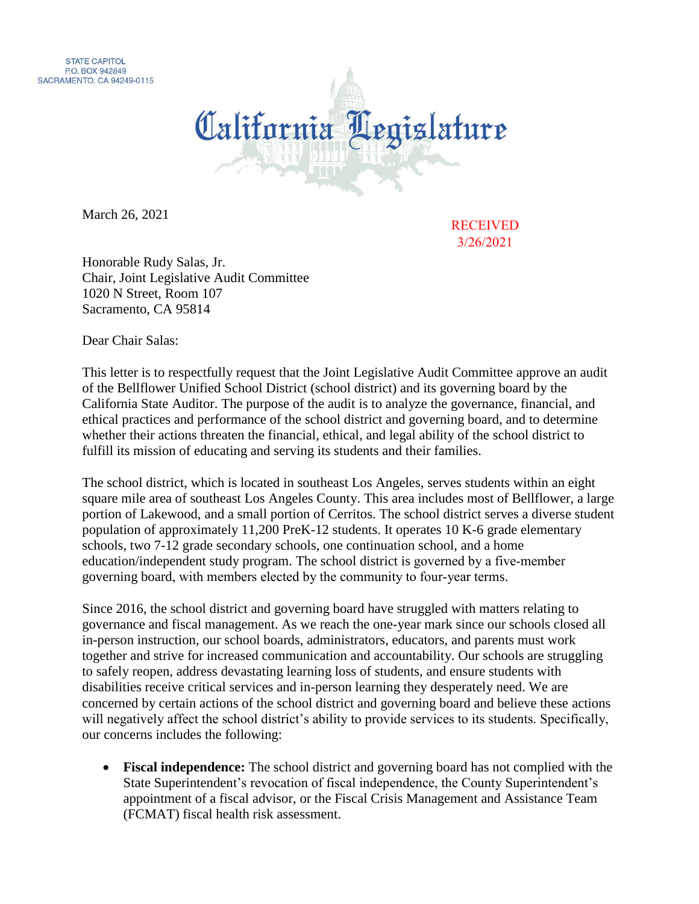STATE CAPITOL
P.O. BOX 942849
SACRAMENTO, CA 94249-0115

# California Legislature

March 26, 2021

RECEIVED
3/26/2021

Honorable Rudy Salas, Jr.
Chair, Joint Legislative Audit Committee
1020 N Street, Room 107
Sacramento, CA 95814

Dear Chair Salas:

This letter is to respectfully request that the Joint Legislative Audit Committee approve an audit of the Bellflower Unified School District (school district) and its governing board by the California State Auditor. The purpose of the audit is to analyze the governance, financial, and ethical practices and performance of the school district and governing board, and to determine whether their actions threaten the financial, ethical, and legal ability of the school district to fulfill its mission of educating and serving its students and their families.

The school district, which is located in southeast Los Angeles, serves students within an eight square mile area of southeast Los Angeles County. This area includes most of Bellflower, a large portion of Lakewood, and a small portion of Cerritos. The school district serves a diverse student population of approximately 11,200 PreK-12 students. It operates 10 K-6 grade elementary schools, two 7-12 grade secondary schools, one continuation school, and a home education/independent study program. The school district is governed by a five-member governing board, with members elected by the community to four-year terms.

Since 2016, the school district and governing board have struggled with matters relating to governance and fiscal management. As we reach the one-year mark since our schools closed all in-person instruction, our school boards, administrators, educators, and parents must work together and strive for increased communication and accountability. Our schools are struggling to safely reopen, address devastating learning loss of students, and ensure students with disabilities receive critical services and in-person learning they desperately need. We are concerned by certain actions of the school district and governing board and believe these actions will negatively affect the school district's ability to provide services to its students. Specifically, our concerns includes the following:

- **Fiscal independence:** The school district and governing board has not complied with the State Superintendent's revocation of fiscal independence, the County Superintendent's appointment of a fiscal advisor, or the Fiscal Crisis Management and Assistance Team (FCMAT) fiscal health risk assessment.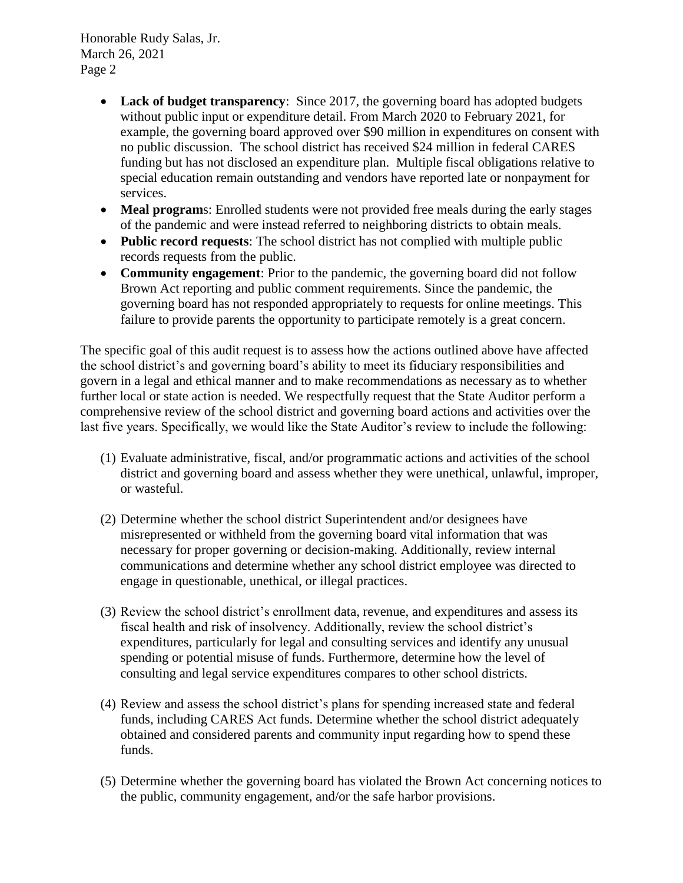- **Lack of budget transparency**: Since 2017, the governing board has adopted budgets without public input or expenditure detail. From March 2020 to February 2021, for example, the governing board approved over $90 million in expenditures on consent with no public discussion. The school district has received $24 million in federal CARES funding but has not disclosed an expenditure plan. Multiple fiscal obligations relative to special education remain outstanding and vendors have reported late or nonpayment for services.
- **Meal programs**: Enrolled students were not provided free meals during the early stages of the pandemic and were instead referred to neighboring districts to obtain meals.
- **Public record requests**: The school district has not complied with multiple public records requests from the public.
- **Community engagement**: Prior to the pandemic, the governing board did not follow Brown Act reporting and public comment requirements. Since the pandemic, the governing board has not responded appropriately to requests for online meetings. This failure to provide parents the opportunity to participate remotely is a great concern.

The specific goal of this audit request is to assess how the actions outlined above have affected the school district's and governing board's ability to meet its fiduciary responsibilities and govern in a legal and ethical manner and to make recommendations as necessary as to whether further local or state action is needed. We respectfully request that the State Auditor perform a comprehensive review of the school district and governing board actions and activities over the last five years. Specifically, we would like the State Auditor's review to include the following:

(1) Evaluate administrative, fiscal, and/or programmatic actions and activities of the school district and governing board and assess whether they were unethical, unlawful, improper, or wasteful.

(2) Determine whether the school district Superintendent and/or designees have misrepresented or withheld from the governing board vital information that was necessary for proper governing or decision-making. Additionally, review internal communications and determine whether any school district employee was directed to engage in questionable, unethical, or illegal practices.

(3) Review the school district's enrollment data, revenue, and expenditures and assess its fiscal health and risk of insolvency. Additionally, review the school district's expenditures, particularly for legal and consulting services and identify any unusual spending or potential misuse of funds. Furthermore, determine how the level of consulting and legal service expenditures compares to other school districts.

(4) Review and assess the school district's plans for spending increased state and federal funds, including CARES Act funds. Determine whether the school district adequately obtained and considered parents and community input regarding how to spend these funds.

(5) Determine whether the governing board has violated the Brown Act concerning notices to the public, community engagement, and/or the safe harbor provisions.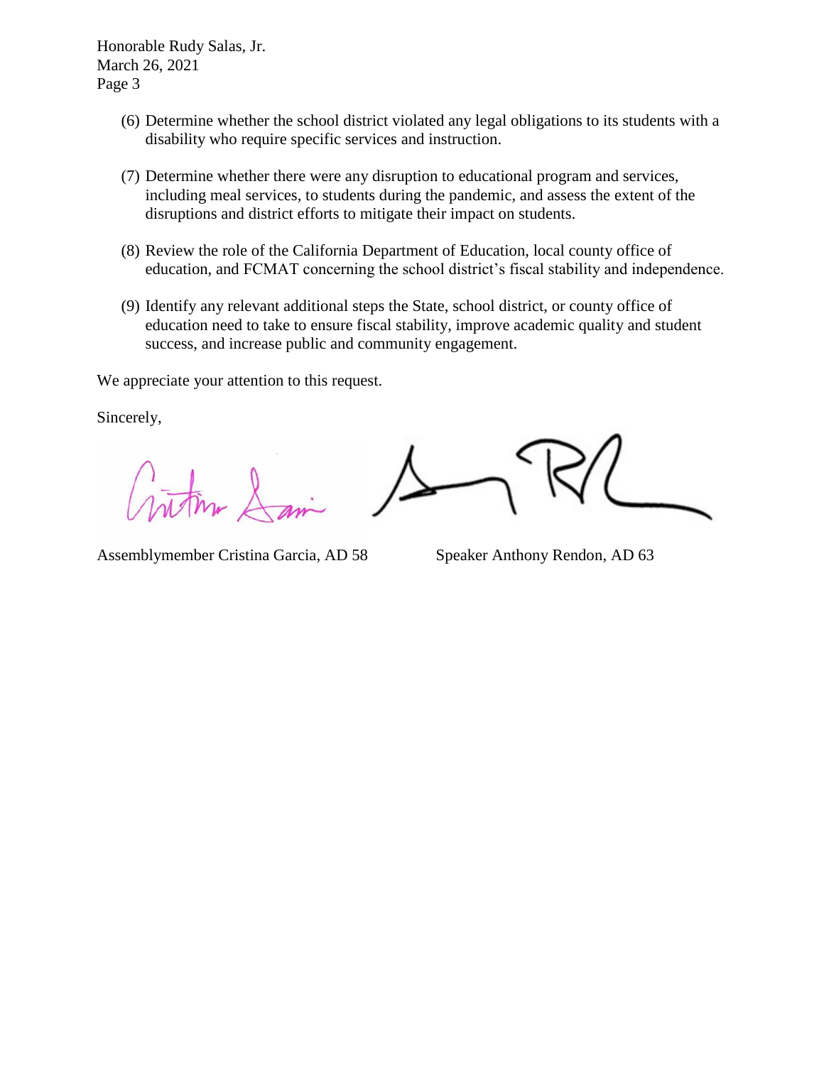Honorable Rudy Salas, Jr.
March 26, 2021

(6) Determine whether the school district violated any legal obligations to its students with a disability who require specific services and instruction.

(7) Determine whether there were any disruption to educational program and services, including meal services, to students during the pandemic, and assess the extent of the disruptions and district efforts to mitigate their impact on students.

(8) Review the role of the California Department of Education, local county office of education, and FCMAT concerning the school district's fiscal stability and independence.

(9) Identify any relevant additional steps the State, school district, or county office of education need to take to ensure fiscal stability, improve academic quality and student success, and increase public and community engagement.

We appreciate your attention to this request.

Sincerely,

Assemblymember Cristina Garcia, AD 58

Speaker Anthony Rendon, AD 63